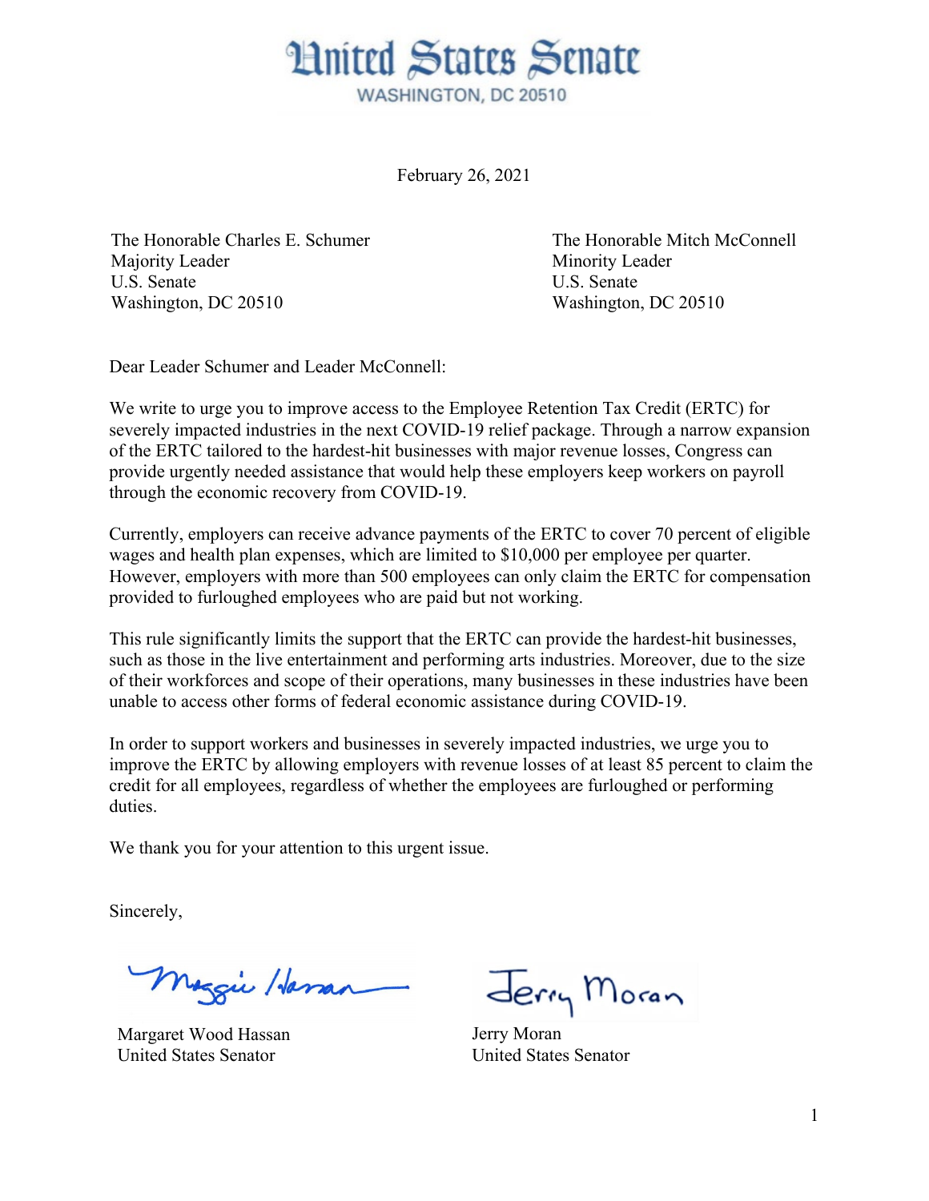# United States Senate

WASHINGTON, DC 20510

February 26, 2021

The Honorable Charles E. Schumer
Majority Leader
U.S. Senate
Washington, DC 20510

The Honorable Mitch McConnell
Minority Leader
U.S. Senate
Washington, DC 20510

Dear Leader Schumer and Leader McConnell:

We write to urge you to improve access to the Employee Retention Tax Credit (ERTC) for severely impacted industries in the next COVID-19 relief package. Through a narrow expansion of the ERTC tailored to the hardest-hit businesses with major revenue losses, Congress can provide urgently needed assistance that would help these employers keep workers on payroll through the economic recovery from COVID-19.

Currently, employers can receive advance payments of the ERTC to cover 70 percent of eligible wages and health plan expenses, which are limited to $10,000 per employee per quarter. However, employers with more than 500 employees can only claim the ERTC for compensation provided to furloughed employees who are paid but not working.

This rule significantly limits the support that the ERTC can provide the hardest-hit businesses, such as those in the live entertainment and performing arts industries. Moreover, due to the size of their workforces and scope of their operations, many businesses in these industries have been unable to access other forms of federal economic assistance during COVID-19.

In order to support workers and businesses in severely impacted industries, we urge you to improve the ERTC by allowing employers with revenue losses of at least 85 percent to claim the credit for all employees, regardless of whether the employees are furloughed or performing duties.

We thank you for your attention to this urgent issue.

Sincerely,

Margaret Wood Hassan
United States Senator

Jerry Moran
United States Senator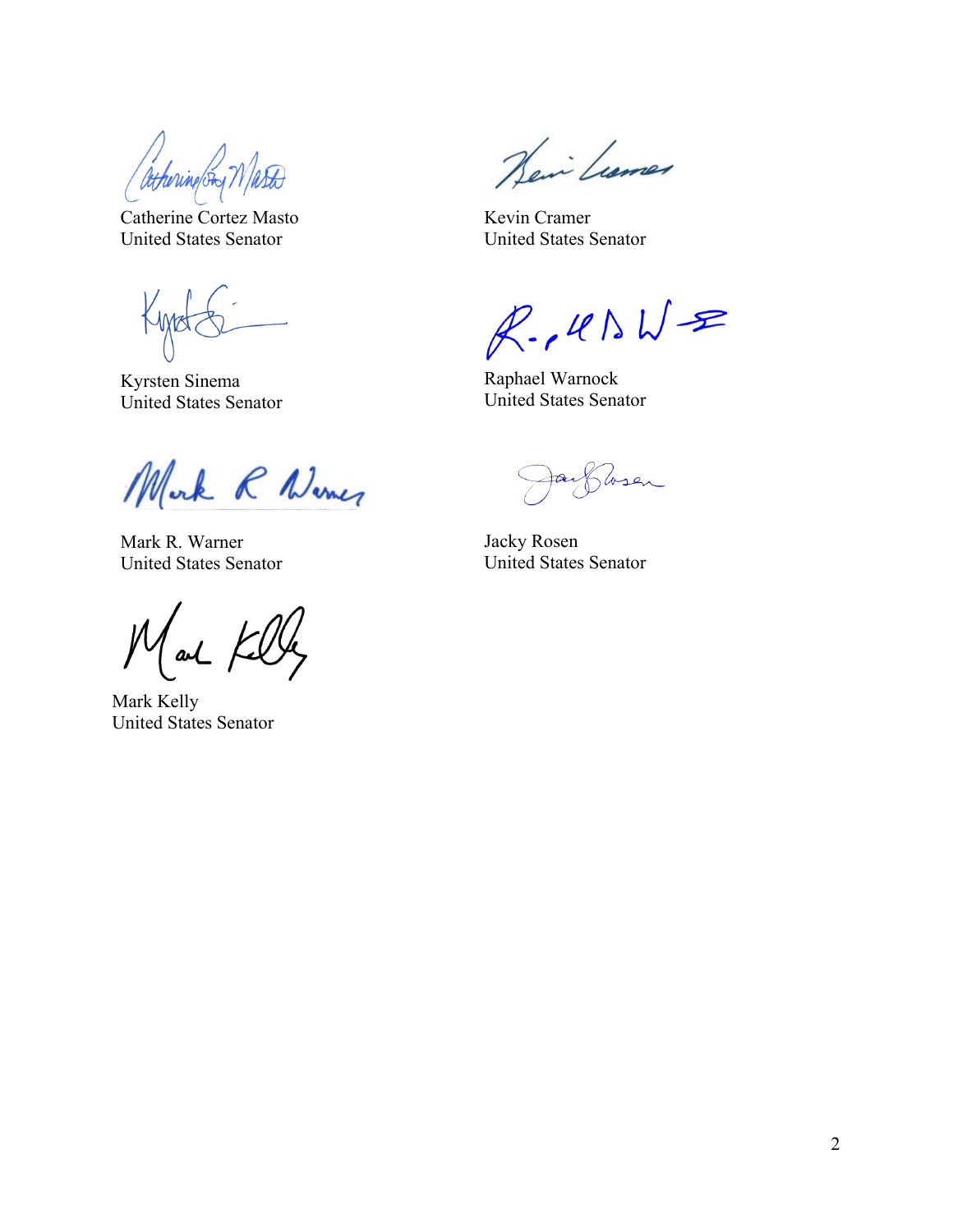Catherine Cortez Masto
United States Senator

Kevin Cramer
United States Senator

Kyrsten Sinema
United States Senator

Raphael Warnock
United States Senator

Mark R. Warner
United States Senator

Jacky Rosen
United States Senator

Mark Kelly
United States Senator